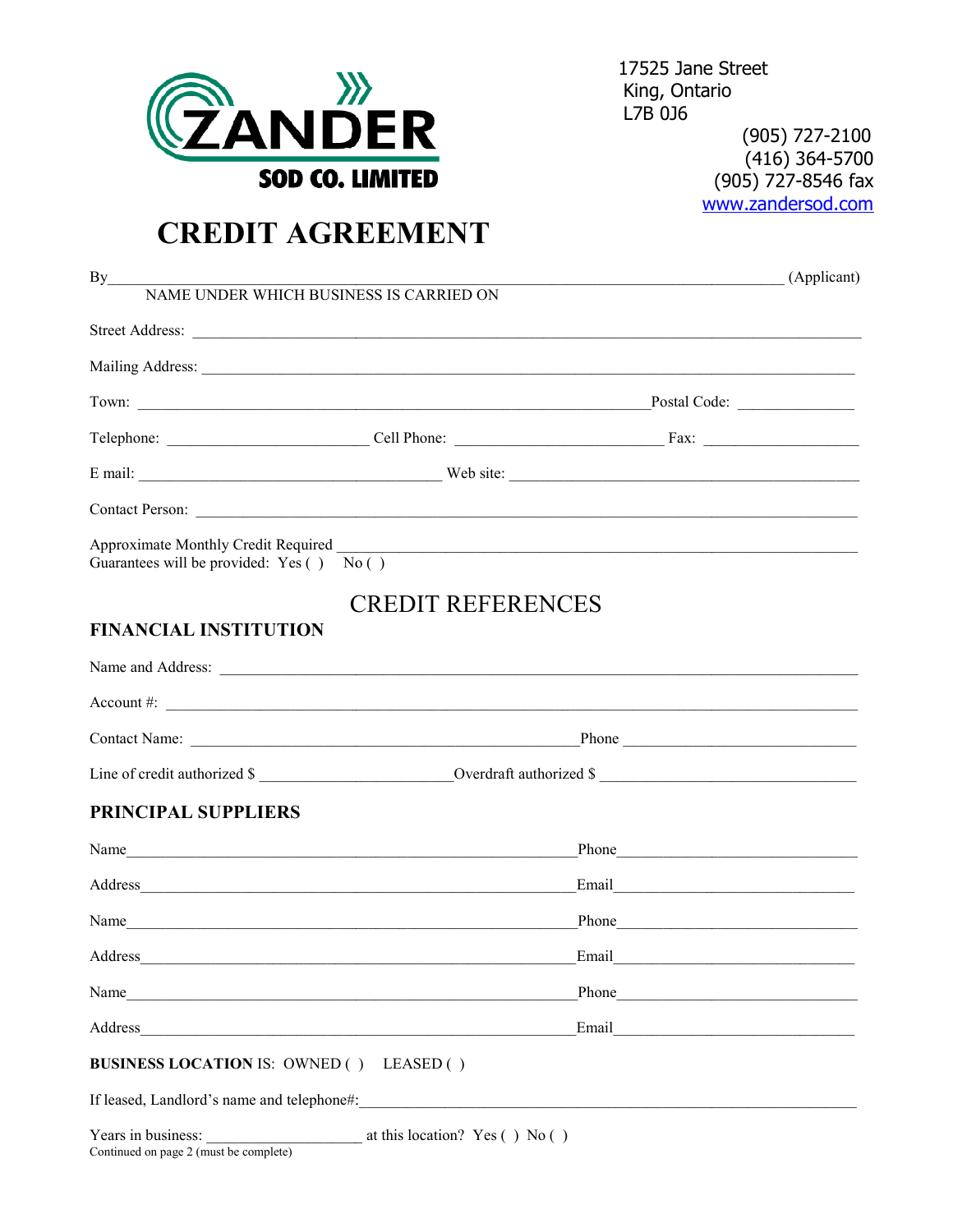ZANDER SOD CO. LIMITED

17525 Jane Street
King, Ontario
L7B 0J6

(905) 727-2100
(416) 364-5700
(905) 727-8546 fax
www.zandersod.com

# CREDIT AGREEMENT

By_______________________________________________________________ (Applicant)
NAME UNDER WHICH BUSINESS IS CARRIED ON

Street Address: _______________________________________________

Mailing Address: _______________________________________________

Town: ___________________________________ Postal Code: ______________

Telephone: ________________________ Cell Phone: ________________________ Fax: ____________________

E mail: ____________________________________ Web site: _____________________________________________

Contact Person: _______________________________________________

Approximate Monthly Credit Required _______________________________________________
Guarantees will be provided: Yes ( ) No ( )

## CREDIT REFERENCES

### FINANCIAL INSTITUTION

Name and Address: _______________________________________________

Account #: _______________________________________________

Contact Name: ___________________________________________ Phone _____________________________

Line of credit authorized $ ________________________ Overdraft authorized $ _______________________________

### PRINCIPAL SUPPLIERS

Name___________________________________________________ Phone_____________________________

Address_________________________________________________ Email_____________________________

Name___________________________________________________ Phone_____________________________

Address_________________________________________________ Email_____________________________

Name___________________________________________________ Phone_____________________________

Address_________________________________________________ Email_____________________________

**BUSINESS LOCATION** IS: OWNED ( ) LEASED ( )

If leased, Landlord's name and telephone#: _______________________________________________

Years in business: ____________________ at this location? Yes ( ) No ( )

Continued on page 2 (must be complete)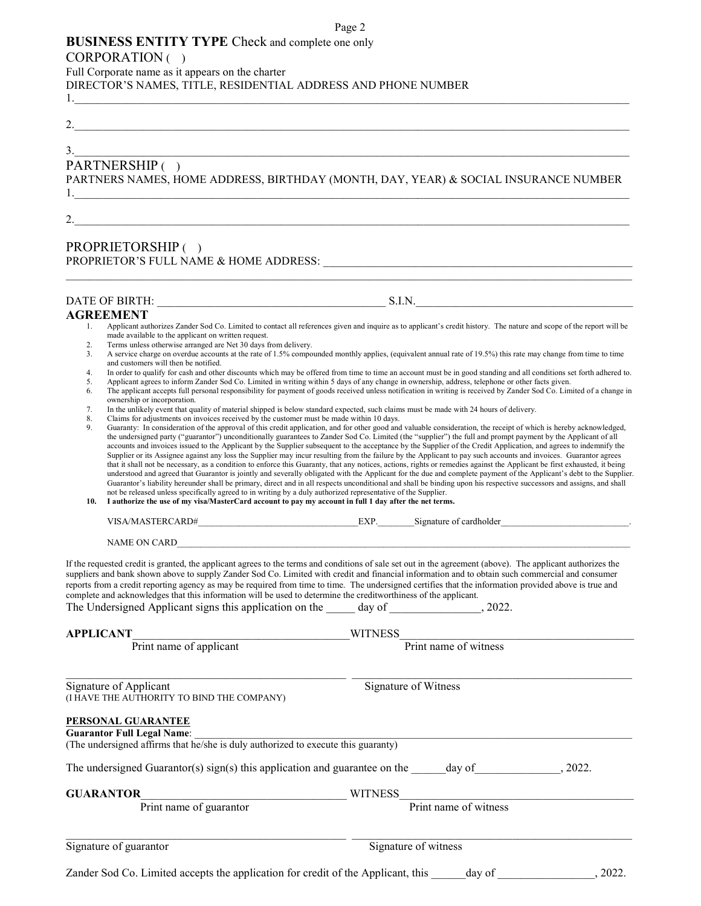## BUSINESS ENTITY TYPE Check and complete one only

### CORPORATION ( )

Full Corporate name as it appears on the charter

DIRECTOR'S NAMES, TITLE, RESIDENTIAL ADDRESS AND PHONE NUMBER

1.______________________________________________________________________________________________

2.______________________________________________________________________________________________

3.______________________________________________________________________________________________

### PARTNERSHIP ( )

PARTNERS NAMES, HOME ADDRESS, BIRTHDAY (MONTH, DAY, YEAR) & SOCIAL INSURANCE NUMBER

1.______________________________________________________________________________________________

2.______________________________________________________________________________________________

### PROPRIETORSHIP ( )

PROPRIETOR'S FULL NAME & HOME ADDRESS: _______________________________________________________

______________________________________________________________________________________________

DATE OF BIRTH: ________________________________________ S.I.N.______________________________________

## AGREEMENT

1. Applicant authorizes Zander Sod Co. Limited to contact all references given and inquire as to applicant's credit history. The nature and scope of the report will be made available to the applicant on written request.
2. Terms unless otherwise arranged are Net 30 days from delivery.
3. A service charge on overdue accounts at the rate of 1.5% compounded monthly applies, (equivalent annual rate of 19.5%) this rate may change from time to time and customers will then be notified.
4. In order to qualify for cash and other discounts which may be offered from time to time an account must be in good standing and all conditions set forth adhered to.
5. Applicant agrees to inform Zander Sod Co. Limited in writing within 5 days of any change in ownership, address, telephone or other facts given.
6. The applicant accepts full personal responsibility for payment of goods received unless notification in writing is received by Zander Sod Co. Limited of a change in ownership or incorporation.
7. In the unlikely event that quality of material shipped is below standard expected, such claims must be made with 24 hours of delivery.
8. Claims for adjustments on invoices received by the customer must be made within 10 days.
9. Guaranty: In consideration of the approval of this credit application, and for other good and valuable consideration, the receipt of which is hereby acknowledged, the undersigned party ("guarantor") unconditionally guarantees to Zander Sod Co. Limited (the "supplier") the full and prompt payment by the Applicant of all accounts and invoices issued to the Applicant by the Supplier subsequent to the acceptance by the Supplier of the Credit Application, and agrees to indemnify the Supplier or its Assignee against any loss the Supplier may incur resulting from the failure by the Applicant to pay such accounts and invoices. Guarantor agrees that it shall not be necessary, as a condition to enforce this Guaranty, that any notices, actions, rights or remedies against the Applicant be first exhausted, it being understood and agreed that Guarantor is jointly and severally obligated with the Applicant for the due and complete payment of the Applicant's debt to the Supplier. Guarantor's liability hereunder shall be primary, direct and in all respects unconditional and shall be binding upon his respective successors and assigns, and shall not be released unless specifically agreed to in writing by a duly authorized representative of the Supplier.
10. **I authorize the use of my visa/MasterCard account to pay my account in full 1 day after the net terms.**

    VISA/MASTERCARD#__________________________________EXP.________Signature of cardholder___________________________.

    NAME ON CARD__________________________________________________________________________________________

If the requested credit is granted, the applicant agrees to the terms and conditions of sale set out in the agreement (above). The applicant authorizes the suppliers and bank shown above to supply Zander Sod Co. Limited with credit and financial information and to obtain such commercial and consumer reports from a credit reporting agency as may be required from time to time. The undersigned certifies that the information provided above is true and complete and acknowledges that this information will be used to determine the creditworthiness of the applicant.

The Undersigned Applicant signs this application on the _____ day of ________________, 2022.

**APPLICANT**______________________________________WITNESS__________________________________________

Print name of applicant Print name of witness

______________________________________________ ______________________________________________

Signature of Applicant Signature of Witness

(I HAVE THE AUTHORITY TO BIND THE COMPANY)

**PERSONAL GUARANTEE**

**Guarantor Full Legal Name**:_____________________________________________________________________________

(The undersigned affirms that he/she is duly authorized to execute this guaranty)

The undersigned Guarantor(s) sign(s) this application and guarantee on the ______day of_______________, 2022.

**GUARANTOR**____________________________________ WITNESS__________________________________________

Print name of guarantor Print name of witness

______________________________________________ ______________________________________________

Signature of guarantor Signature of witness

Zander Sod Co. Limited accepts the application for credit of the Applicant, this ______day of _________________, 2022.